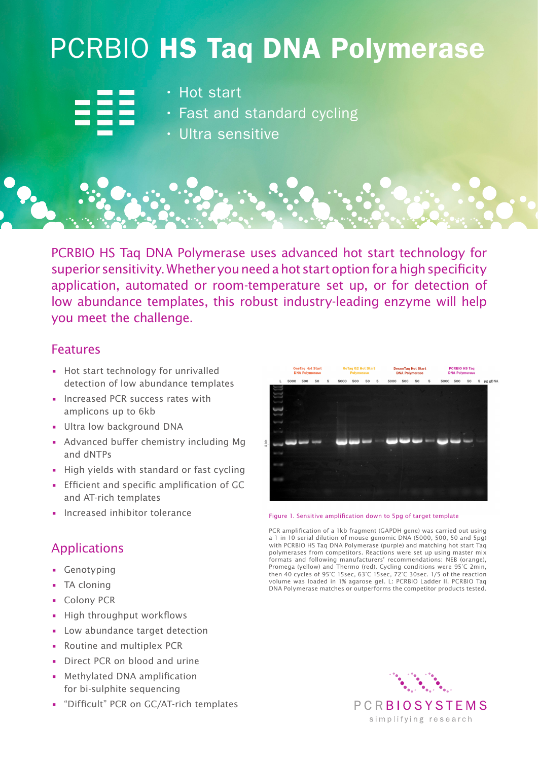# PCRBIO **HS Taq DNA Polymerase**

- Hot start
- Fast and standard cycling
- Ultra sensitive

PCRBIO HS Taq DNA Polymerase uses advanced hot start technology for superior sensitivity. Whether you need a hot start option for a high specificity application, automated or room-temperature set up, or for detection of low abundance templates, this robust industry-leading enzyme will help you meet the challenge.

## Features

- Hot start technology for unrivalled detection of low abundance templates
- Increased PCR success rates with amplicons up to 6kb
- Ultra low background DNA
- Advanced buffer chemistry including Mg and dNTPs
- High yields with standard or fast cycling
- Efficient and specific amplification of GC and AT-rich templates
- Increased inhibitor tolerance

## Applications

- Genotyping
- TA cloning
- Colony PCR
- High throughput workflows
- Low abundance target detection
- Routine and multiplex PCR
- Direct PCR on blood and urine
- Methylated DNA amplification for bi-sulphite sequencing
- “Difficult” PCR on GC/AT-rich templates

Figure 1. Sensitive amplification down to 5pg of target template

PCR amplification of a 1kb fragment (GAPDH gene) was carried out using a 1 in 10 serial dilution of mouse genomic DNA (5000, 500, 50 and 5pg) with PCRBIO HS Taq DNA Polymerase (purple) and matching hot start Taq polymerases from competitors. Reactions were set up using master mix formats and following manufacturers' recommendations: NEB (orange), Promega (yellow) and Thermo (red). Cycling conditions were 95˚C 2min, then 40 cycles of 95˚C 15sec, 63˚C 15sec, 72˚C 30sec. 1/5 of the reaction volume was loaded in 1% agarose gel. L: PCRBIO Ladder II. PCRBIO Taq DNA Polymerase matches or outperforms the competitor products tested.

PCRBIOSYSTEMS
simplifying research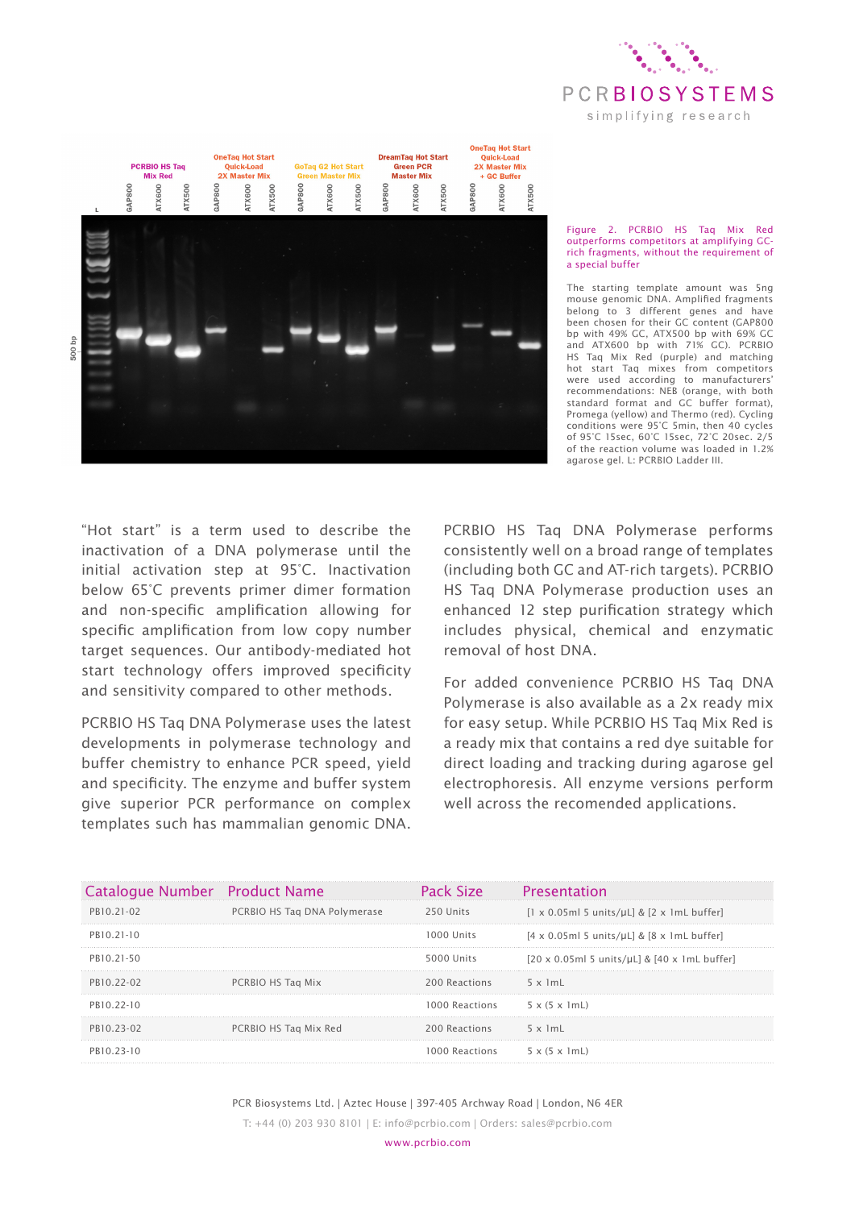PCRBIOSYSTEMS

simplifying research

PCRBIO HS Taq Mix Red

OneTaq Hot Start Quick-Load 2X Master Mix

GoTaq G2 Hot Start Green Master Mix

DreamTaq Hot Start Green PCR Master Mix

OneTaq Hot Start Quick-Load 2X Master Mix + GC Buffer

L GAP800 ATX600 ATX500 GAP800 ATX600 ATX500 GAP800 ATX600 ATX500 GAP800 ATX600 ATX500 GAP800 ATX600 ATX500

500 bp

Figure 2. PCRBIO HS Taq Mix Red outperforms competitors at amplifying GC-rich fragments, without the requirement of a special buffer

The starting template amount was 5ng mouse genomic DNA. Amplified fragments belong to 3 different genes and have been chosen for their GC content (GAP800 bp with 49% GC, ATX500 bp with 69% GC and ATX600 bp with 71% GC). PCRBIO HS Taq Mix Red (purple) and matching hot start Taq mixes from competitors were used according to manufacturers' recommendations: NEB (orange, with both standard format and GC buffer format), Promega (yellow) and Thermo (red). Cycling conditions were 95˚C 5min, then 40 cycles of 95˚C 15sec, 60˚C 15sec, 72˚C 20sec. 2/5 of the reaction volume was loaded in 1.2% agarose gel. L: PCRBIO Ladder III.

"Hot start" is a term used to describe the inactivation of a DNA polymerase until the initial activation step at 95˚C. Inactivation below 65˚C prevents primer dimer formation and non-specific amplification allowing for specific amplification from low copy number target sequences. Our antibody-mediated hot start technology offers improved specificity and sensitivity compared to other methods.

PCRBIO HS Taq DNA Polymerase uses the latest developments in polymerase technology and buffer chemistry to enhance PCR speed, yield and specificity. The enzyme and buffer system give superior PCR performance on complex templates such has mammalian genomic DNA.

PCRBIO HS Taq DNA Polymerase performs consistently well on a broad range of templates (including both GC and AT-rich targets). PCRBIO HS Taq DNA Polymerase production uses an enhanced 12 step purification strategy which includes physical, chemical and enzymatic removal of host DNA.

For added convenience PCRBIO HS Taq DNA Polymerase is also available as a 2x ready mix for easy setup. While PCRBIO HS Taq Mix Red is a ready mix that contains a red dye suitable for direct loading and tracking during agarose gel electrophoresis. All enzyme versions perform well across the recomended applications.

| Catalogue Number | Product Name | Pack Size | Presentation |
|---|---|---|---|
| PB10.21-02 | PCRBIO HS Taq DNA Polymerase | 250 Units | [1 x 0.05ml 5 units/µL] & [2 x 1mL buffer] |
| PB10.21-10 | | 1000 Units | [4 x 0.05ml 5 units/µL] & [8 x 1mL buffer] |
| PB10.21-50 | | 5000 Units | [20 x 0.05ml 5 units/µL] & [40 x 1mL buffer] |
| PB10.22-02 | PCRBIO HS Taq Mix | 200 Reactions | 5 x 1mL |
| PB10.22-10 | | 1000 Reactions | 5 x (5 x 1mL) |
| PB10.23-02 | PCRBIO HS Taq Mix Red | 200 Reactions | 5 x 1mL |
| PB10.23-10 | | 1000 Reactions | 5 x (5 x 1mL) |

PCR Biosystems Ltd. | Aztec House | 397-405 Archway Road | London, N6 4ER

T: +44 (0) 203 930 8101 | E: info@pcrbio.com | Orders: sales@pcrbio.com

www.pcrbio.com